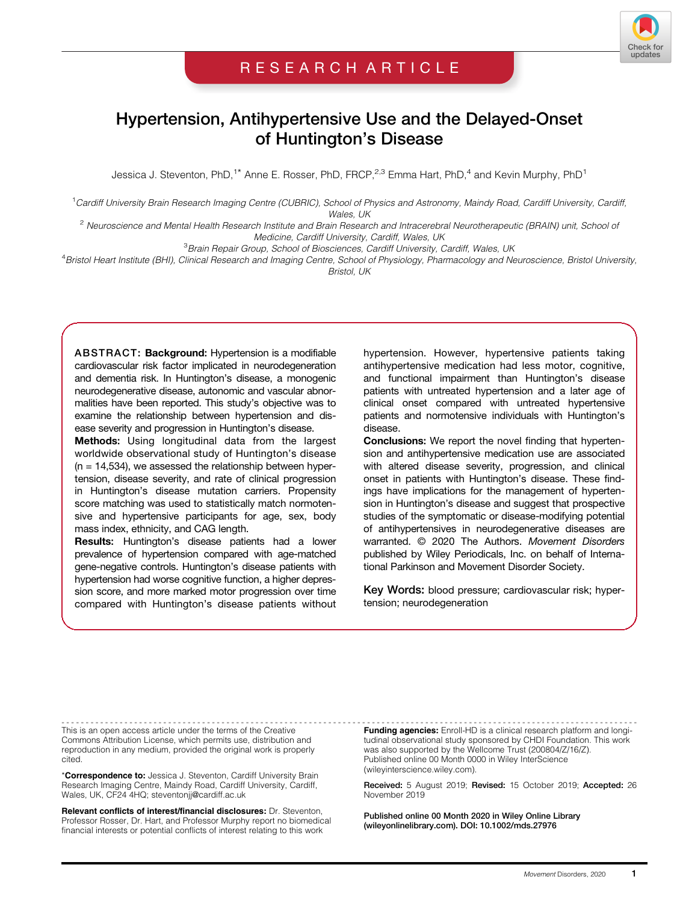RESEARCH ARTICLE

# Hypertension, Antihypertensive Use and the Delayed-Onset of Huntington's Disease

Jessica J. Steventon, PhD,[1*] Anne E. Rosser, PhD, FRCP,[2,3] Emma Hart, PhD,[4] and Kevin Murphy, PhD[1]

[1] *Cardiff University Brain Research Imaging Centre (CUBRIC), School of Physics and Astronomy, Maindy Road, Cardiff University, Cardiff, Wales, UK*

[2] *Neuroscience and Mental Health Research Institute and Brain Research and Intracerebral Neurotherapeutic (BRAIN) unit, School of Medicine, Cardiff University, Cardiff, Wales, UK*

[3] *Brain Repair Group, School of Biosciences, Cardiff University, Cardiff, Wales, UK*

[4] *Bristol Heart Institute (BHI), Clinical Research and Imaging Centre, School of Physiology, Pharmacology and Neuroscience, Bristol University, Bristol, UK*

**ABSTRACT: Background:** Hypertension is a modifiable cardiovascular risk factor implicated in neurodegeneration and dementia risk. In Huntington's disease, a monogenic neurodegenerative disease, autonomic and vascular abnormalities have been reported. This study's objective was to examine the relationship between hypertension and disease severity and progression in Huntington's disease.

**Methods:** Using longitudinal data from the largest worldwide observational study of Huntington's disease (n = 14,534), we assessed the relationship between hypertension, disease severity, and rate of clinical progression in Huntington's disease mutation carriers. Propensity score matching was used to statistically match normotensive and hypertensive participants for age, sex, body mass index, ethnicity, and CAG length.

**Results:** Huntington's disease patients had a lower prevalence of hypertension compared with age-matched gene-negative controls. Huntington's disease patients with hypertension had worse cognitive function, a higher depression score, and more marked motor progression over time compared with Huntington's disease patients without hypertension. However, hypertensive patients taking antihypertensive medication had less motor, cognitive, and functional impairment than Huntington's disease patients with untreated hypertension and a later age of clinical onset compared with untreated hypertensive patients and normotensive individuals with Huntington's disease.

**Conclusions:** We report the novel finding that hypertension and antihypertensive medication use are associated with altered disease severity, progression, and clinical onset in patients with Huntington's disease. These findings have implications for the management of hypertension in Huntington's disease and suggest that prospective studies of the symptomatic or disease-modifying potential of antihypertensives in neurodegenerative diseases are warranted. © 2020 The Authors. *Movement Disorders* published by Wiley Periodicals, Inc. on behalf of International Parkinson and Movement Disorder Society.

**Key Words:** blood pressure; cardiovascular risk; hypertension; neurodegeneration

---

This is an open access article under the terms of the Creative Commons Attribution License, which permits use, distribution and reproduction in any medium, provided the original work is properly cited.

*__Correspondence to:__ Jessica J. Steventon, Cardiff University Brain Research Imaging Centre, Maindy Road, Cardiff University, Cardiff, Wales, UK, CF24 4HQ; steventonjj@cardiff.ac.uk

**Relevant conflicts of interest/financial disclosures:** Dr. Steventon, Professor Rosser, Dr. Hart, and Professor Murphy report no biomedical financial interests or potential conflicts of interest relating to this work

**Funding agencies:** Enroll-HD is a clinical research platform and longitudinal observational study sponsored by CHDI Foundation. This work was also supported by the Wellcome Trust (200804/Z/16/Z). Published online 00 Month 0000 in Wiley InterScience (wileyinterscience.wiley.com).

**Received:** 5 August 2019; **Revised:** 15 October 2019; **Accepted:** 26 November 2019

**Published online 00 Month 2020 in Wiley Online Library (wileyonlinelibrary.com). DOI: 10.1002/mds.27976**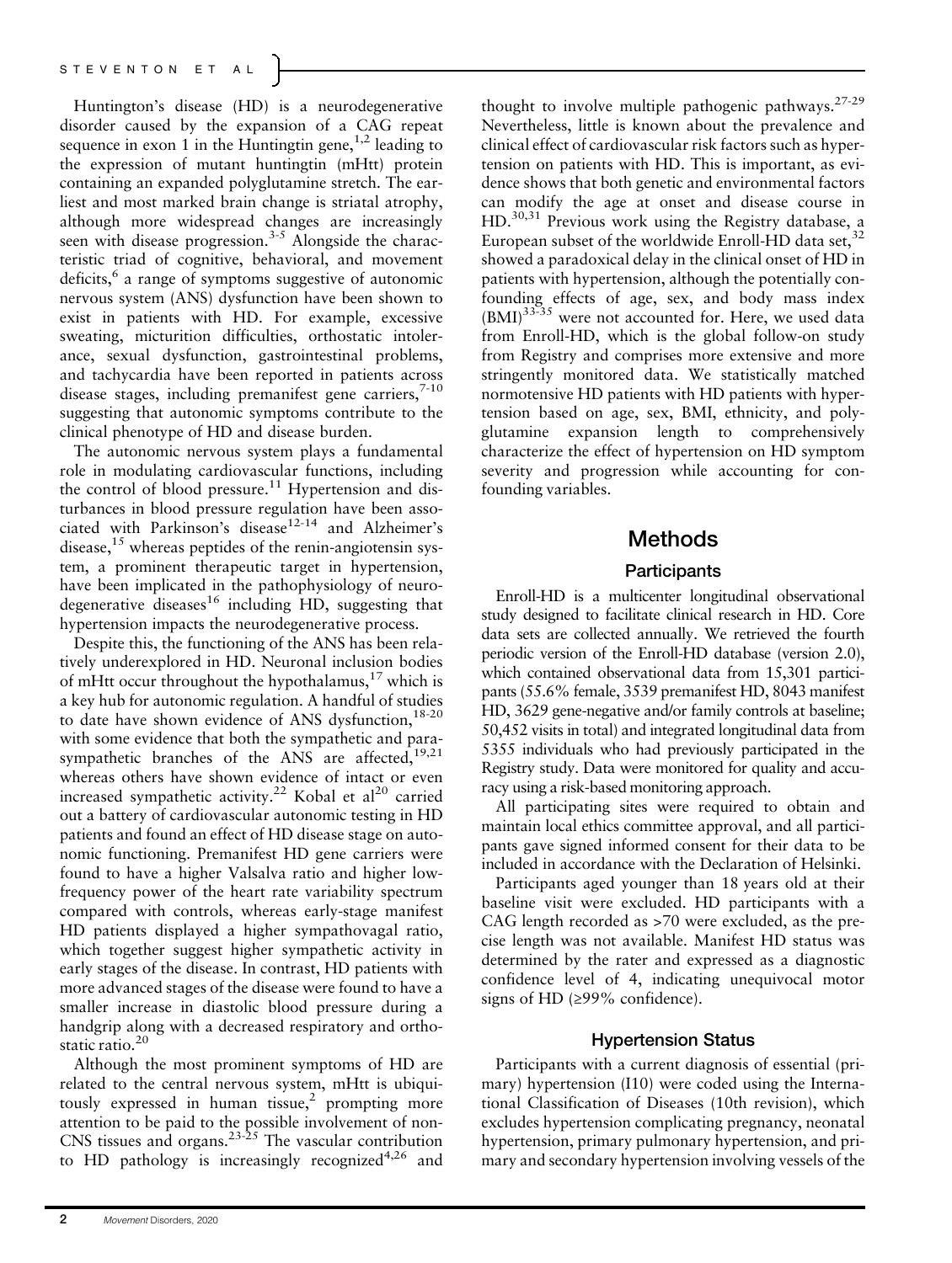Huntington's disease (HD) is a neurodegenerative disorder caused by the expansion of a CAG repeat sequence in exon 1 in the Huntingtin gene,[1,2] leading to the expression of mutant huntingtin (mHtt) protein containing an expanded polyglutamine stretch. The earliest and most marked brain change is striatal atrophy, although more widespread changes are increasingly seen with disease progression.[3-5] Alongside the characteristic triad of cognitive, behavioral, and movement deficits,[6] a range of symptoms suggestive of autonomic nervous system (ANS) dysfunction have been shown to exist in patients with HD. For example, excessive sweating, micturition difficulties, orthostatic intolerance, sexual dysfunction, gastrointestinal problems, and tachycardia have been reported in patients across disease stages, including premanifest gene carriers,[7-10] suggesting that autonomic symptoms contribute to the clinical phenotype of HD and disease burden.

The autonomic nervous system plays a fundamental role in modulating cardiovascular functions, including the control of blood pressure.[11] Hypertension and disturbances in blood pressure regulation have been associated with Parkinson's disease[12-14] and Alzheimer's disease,[15] whereas peptides of the renin-angiotensin system, a prominent therapeutic target in hypertension, have been implicated in the pathophysiology of neurodegenerative diseases[16] including HD, suggesting that hypertension impacts the neurodegenerative process.

Despite this, the functioning of the ANS has been relatively underexplored in HD. Neuronal inclusion bodies of mHtt occur throughout the hypothalamus,[17] which is a key hub for autonomic regulation. A handful of studies to date have shown evidence of ANS dysfunction,[18-20] with some evidence that both the sympathetic and parasympathetic branches of the ANS are affected,[19,21] whereas others have shown evidence of intact or even increased sympathetic activity.[22] Kobal et al[20] carried out a battery of cardiovascular autonomic testing in HD patients and found an effect of HD disease stage on autonomic functioning. Premanifest HD gene carriers were found to have a higher Valsalva ratio and higher low-frequency power of the heart rate variability spectrum compared with controls, whereas early-stage manifest HD patients displayed a higher sympathovagal ratio, which together suggest higher sympathetic activity in early stages of the disease. In contrast, HD patients with more advanced stages of the disease were found to have a smaller increase in diastolic blood pressure during a handgrip along with a decreased respiratory and orthostatic ratio.[20]

Although the most prominent symptoms of HD are related to the central nervous system, mHtt is ubiquitously expressed in human tissue,[2] prompting more attention to be paid to the possible involvement of non-CNS tissues and organs.[23-25] The vascular contribution to HD pathology is increasingly recognized[4,26] and thought to involve multiple pathogenic pathways.[27-29] Nevertheless, little is known about the prevalence and clinical effect of cardiovascular risk factors such as hypertension on patients with HD. This is important, as evidence shows that both genetic and environmental factors can modify the age at onset and disease course in HD.[30,31] Previous work using the Registry database, a European subset of the worldwide Enroll-HD data set,[32] showed a paradoxical delay in the clinical onset of HD in patients with hypertension, although the potentially confounding effects of age, sex, and body mass index (BMI)[33-35] were not accounted for. Here, we used data from Enroll-HD, which is the global follow-on study from Registry and comprises more extensive and more stringently monitored data. We statistically matched normotensive HD patients with HD patients with hypertension based on age, sex, BMI, ethnicity, and polyglutamine expansion length to comprehensively characterize the effect of hypertension on HD symptom severity and progression while accounting for confounding variables.

## Methods

### Participants

Enroll-HD is a multicenter longitudinal observational study designed to facilitate clinical research in HD. Core data sets are collected annually. We retrieved the fourth periodic version of the Enroll-HD database (version 2.0), which contained observational data from 15,301 participants (55.6% female, 3539 premanifest HD, 8043 manifest HD, 3629 gene-negative and/or family controls at baseline; 50,452 visits in total) and integrated longitudinal data from 5355 individuals who had previously participated in the Registry study. Data were monitored for quality and accuracy using a risk-based monitoring approach.

All participating sites were required to obtain and maintain local ethics committee approval, and all participants gave signed informed consent for their data to be included in accordance with the Declaration of Helsinki.

Participants aged younger than 18 years old at their baseline visit were excluded. HD participants with a CAG length recorded as >70 were excluded, as the precise length was not available. Manifest HD status was determined by the rater and expressed as a diagnostic confidence level of 4, indicating unequivocal motor signs of HD (≥99% confidence).

### Hypertension Status

Participants with a current diagnosis of essential (primary) hypertension (I10) were coded using the International Classification of Diseases (10th revision), which excludes hypertension complicating pregnancy, neonatal hypertension, primary pulmonary hypertension, and primary and secondary hypertension involving vessels of the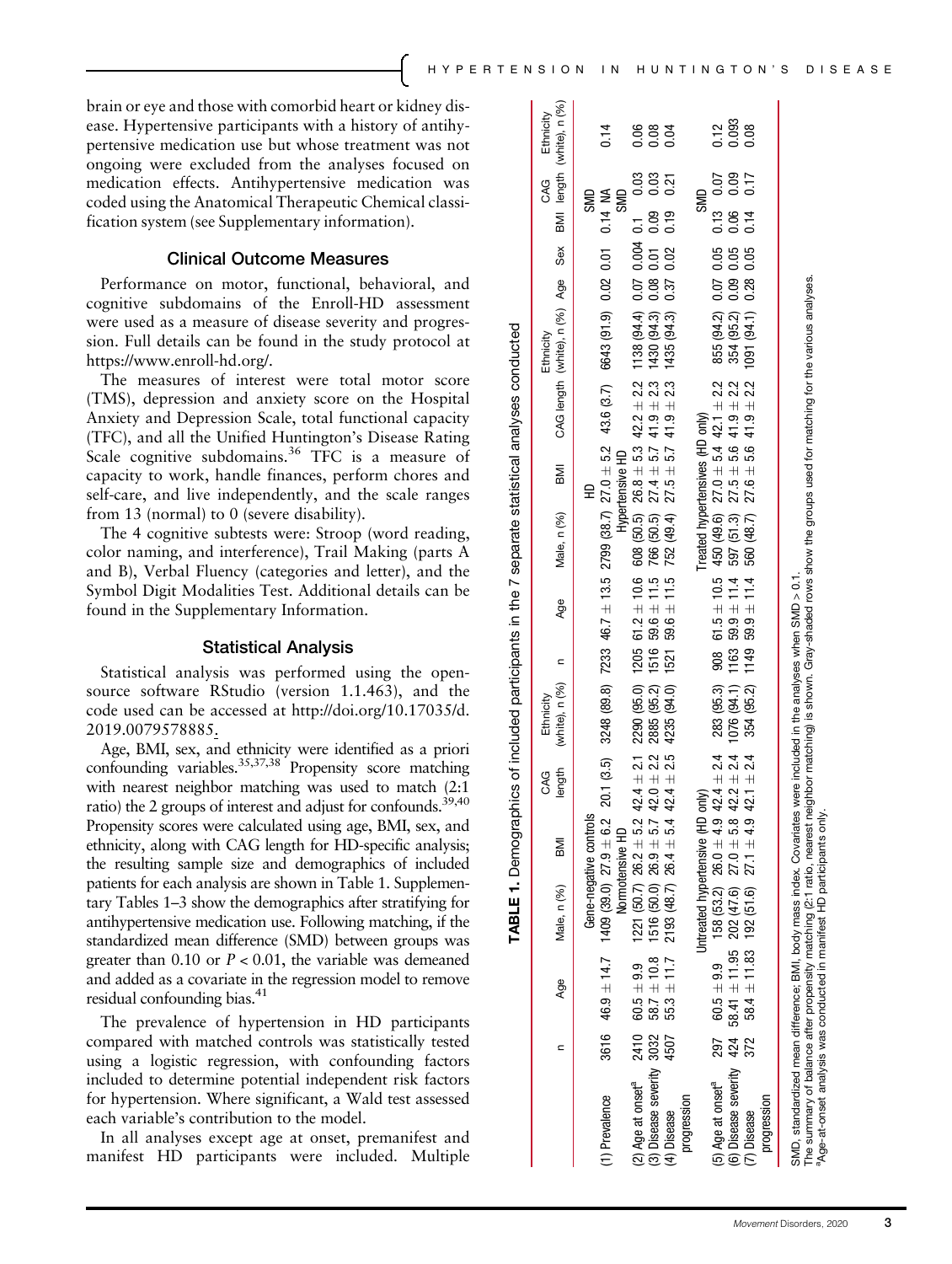brain or eye and those with comorbid heart or kidney disease. Hypertensive participants with a history of antihypertensive medication use but whose treatment was not ongoing were excluded from the analyses focused on medication effects. Antihypertensive medication was coded using the Anatomical Therapeutic Chemical classification system (see Supplementary information).

### Clinical Outcome Measures

Performance on motor, functional, behavioral, and cognitive subdomains of the Enroll-HD assessment were used as a measure of disease severity and progression. Full details can be found in the study protocol at https://www.enroll-hd.org/.

The measures of interest were total motor score (TMS), depression and anxiety score on the Hospital Anxiety and Depression Scale, total functional capacity (TFC), and all the Unified Huntington's Disease Rating Scale cognitive subdomains.[36] TFC is a measure of capacity to work, handle finances, perform chores and self-care, and live independently, and the scale ranges from 13 (normal) to 0 (severe disability).

The 4 cognitive subtests were: Stroop (word reading, color naming, and interference), Trail Making (parts A and B), Verbal Fluency (categories and letter), and the Symbol Digit Modalities Test. Additional details can be found in the Supplementary Information.

### Statistical Analysis

Statistical analysis was performed using the open-source software RStudio (version 1.1.463), and the code used can be accessed at http://doi.org/10.17035/d.2019.0079578885.

Age, BMI, sex, and ethnicity were identified as a priori confounding variables.[35,37,38] Propensity score matching with nearest neighbor matching was used to match (2:1 ratio) the 2 groups of interest and adjust for confounds.[39,40] Propensity scores were calculated using age, BMI, sex, and ethnicity, along with CAG length for HD-specific analysis; the resulting sample size and demographics of included patients for each analysis are shown in Table 1. Supplementary Tables 1–3 show the demographics after stratifying for antihypertensive medication use. Following matching, if the standardized mean difference (SMD) between groups was greater than 0.10 or $P < 0.01$, the variable was demeaned and added as a covariate in the regression model to remove residual confounding bias.[41]

The prevalence of hypertension in HD participants compared with matched controls was statistically tested using a logistic regression, with confounding factors included to determine potential independent risk factors for hypertension. Where significant, a Wald test assessed each variable's contribution to the model.

In all analyses except age at onset, premanifest and manifest HD participants were included. Multiple

**TABLE 1.** Demographics of included participants in the 7 separate statistical analyses conducted

| | n | Age | Male, n (%) | BMI | CAG length | Ethnicity (white), n (%) | n | Age | Male, n (%) | BMI | CAG length | Ethnicity (white), n (%) | Age | Sex | BMI | CAG length | Ethnicity (white), n (%) |
|---|---|---|---|---|---|---|---|---|---|---|---|---|---|---|---|---|---|
| | Gene-negative controls | | | | | | HD | | | | | | SMD | | | | |
| (1) Prevalence | 3616 | 46.9 ± 14.7 | 1409 (39.0) | 27.9 ± 6.2 | 20.1 (3.5) | 3248 (89.8) | 7233 | 46.7 ± 13.5 | 2799 (38.7) | 27.0 ± 5.2 | 43.6 (3.7) | 6643 (91.9) | 0.02 | 0.01 | 0.14 | NA | 0.14 |
| | Normotensive HD | | | | | | Hypertensive HD | | | | | | SMD | | | | |
| (2) Age at onset[a] | 2410 | 60.5 ± 9.9 | 1221 (50.7) | 26.2 ± 5.2 | 42.4 ± 2.1 | 2290 (95.0) | 1205 | 61.2 ± 10.6 | 608 (50.5) | 26.8 ± 5.3 | 42.2 ± 2.2 | 1138 (94.4) | 0.07 | 0.004 | 0.1 | 0.03 | 0.06 |
| (3) Disease severity | 3032 | 58.7 ± 10.8 | 1516 (50.0) | 26.9 ± 5.7 | 42.0 ± 2.2 | 2885 (95.2) | 1516 | 59.6 ± 11.5 | 766 (50.5) | 27.4 ± 5.7 | 41.9 ± 2.3 | 1430 (94.3) | 0.08 | 0.01 | 0.09 | 0.03 | 0.08 |
| (4) Disease progression | 4507 | 55.3 ± 11.7 | 2193 (48.7) | 26.4 ± 5.4 | 42.4 ± 2.5 | 4235 (94.0) | 1521 | 59.6 ± 11.5 | 752 (49.4) | 27.5 ± 5.7 | 41.9 ± 2.3 | 1435 (94.3) | 0.37 | 0.02 | 0.19 | 0.21 | 0.04 |
| | Untreated hypertensive (HD only) | | | | | | Treated hypertensives (HD only) | | | | | | SMD | | | | |
| (5) Age at onset[a] | 297 | 60.5 ± 9.9 | 158 (53.2) | 26.0 ± 4.9 | 42.4 ± 2.4 | 283 (95.3) | 908 | 61.5 ± 10.5 | 450 (49.6) | 27.0 ± 5.4 | 42.1 ± 2.2 | 855 (94.2) | 0.07 | 0.05 | 0.13 | 0.07 | 0.12 |
| (6) Disease severity | 424 | 58.41 ± 11.95 | 202 (47.6) | 27.0 ± 5.8 | 42.2 ± 2.4 | 1076 (94.1) | 1163 | 59.9 ± 11.4 | 597 (51.3) | 27.5 ± 5.6 | 41.9 ± 2.2 | 354 (95.2) | 0.09 | 0.05 | 0.06 | 0.09 | 0.093 |
| (7) Disease progression | 372 | 58.4 ± 11.83 | 192 (51.6) | 27.1 ± 4.9 | 42.1 ± 2.4 | 354 (95.2) | 1149 | 59.9 ± 11.4 | 560 (48.7) | 27.6 ± 5.6 | 41.9 ± 2.2 | 1091 (94.1) | 0.28 | 0.05 | 0.14 | 0.17 | 0.08 |

SMD, standardized mean difference; BMI, body mass index. Covariates were included in the analyses when SMD > 0.1.
The summary of balance after propensity matching (2:1 ratio, nearest neighbor matching) is shown. Gray-shaded rows show the groups used for matching for the various analyses.
[a]Age-at-onset analysis was conducted in manifest HD participants only.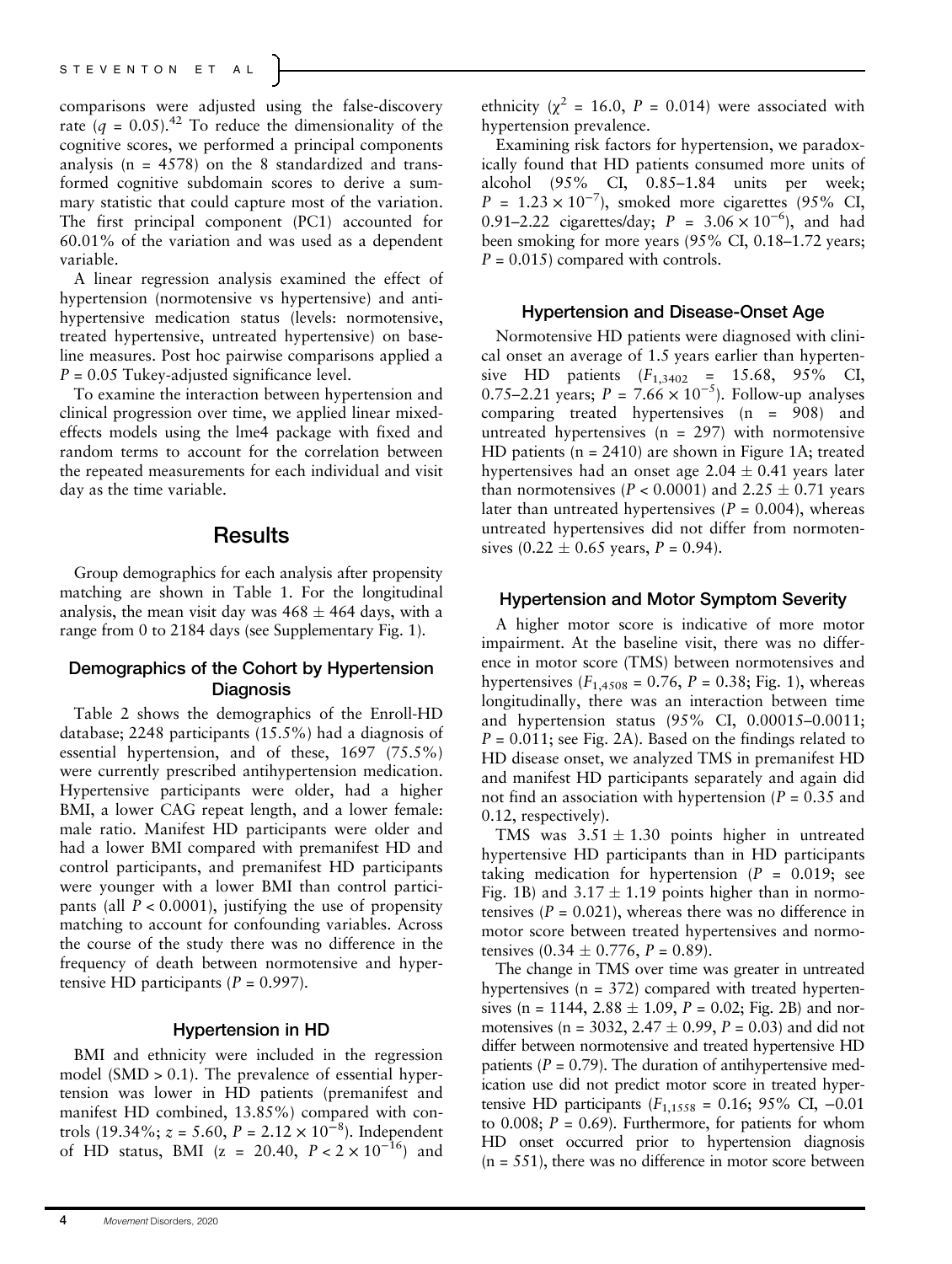comparisons were adjusted using the false-discovery rate ($q$ = 0.05).[42] To reduce the dimensionality of the cognitive scores, we performed a principal components analysis (n = 4578) on the 8 standardized and transformed cognitive subdomain scores to derive a summary statistic that could capture most of the variation. The first principal component (PC1) accounted for 60.01% of the variation and was used as a dependent variable.

A linear regression analysis examined the effect of hypertension (normotensive vs hypertensive) and antihypertensive medication status (levels: normotensive, treated hypertensive, untreated hypertensive) on baseline measures. Post hoc pairwise comparisons applied a $P$ = 0.05 Tukey-adjusted significance level.

To examine the interaction between hypertension and clinical progression over time, we applied linear mixed-effects models using the lme4 package with fixed and random terms to account for the correlation between the repeated measurements for each individual and visit day as the time variable.

# Results

Group demographics for each analysis after propensity matching are shown in Table 1. For the longitudinal analysis, the mean visit day was 468 ± 464 days, with a range from 0 to 2184 days (see Supplementary Fig. 1).

## Demographics of the Cohort by Hypertension Diagnosis

Table 2 shows the demographics of the Enroll-HD database; 2248 participants (15.5%) had a diagnosis of essential hypertension, and of these, 1697 (75.5%) were currently prescribed antihypertension medication. Hypertensive participants were older, had a higher BMI, a lower CAG repeat length, and a lower female:male ratio. Manifest HD participants were older and had a lower BMI compared with premanifest HD and control participants, and premanifest HD participants were younger with a lower BMI than control participants (all $P$ < 0.0001), justifying the use of propensity matching to account for confounding variables. Across the course of the study there was no difference in the frequency of death between normotensive and hypertensive HD participants ($P$ = 0.997).

## Hypertension in HD

BMI and ethnicity were included in the regression model (SMD > 0.1). The prevalence of essential hypertension was lower in HD patients (premanifest and manifest HD combined, 13.85%) compared with controls (19.34%; $z$ = 5.60, $P = 2.12 \times 10^{-8}$). Independent of HD status, BMI (z = 20.40, $P < 2 \times 10^{-16}$) and ethnicity ($\chi^2$ = 16.0, $P$ = 0.014) were associated with hypertension prevalence.

Examining risk factors for hypertension, we paradoxically found that HD patients consumed more units of alcohol (95% CI, 0.85–1.84 units per week; $P = 1.23 \times 10^{-7}$), smoked more cigarettes (95% CI, 0.91–2.22 cigarettes/day; $P = 3.06 \times 10^{-6}$), and had been smoking for more years (95% CI, 0.18–1.72 years; $P$ = 0.015) compared with controls.

## Hypertension and Disease-Onset Age

Normotensive HD patients were diagnosed with clinical onset an average of 1.5 years earlier than hypertensive HD patients ($F_{1,3402}$ = 15.68, 95% CI, 0.75–2.21 years; $P = 7.66 \times 10^{-5}$). Follow-up analyses comparing treated hypertensives (n = 908) and untreated hypertensives (n = 297) with normotensive HD patients (n = 2410) are shown in Figure 1A; treated hypertensives had an onset age 2.04 ± 0.41 years later than normotensives ($P$ < 0.0001) and 2.25 ± 0.71 years later than untreated hypertensives ($P$ = 0.004), whereas untreated hypertensives did not differ from normotensives (0.22 ± 0.65 years, $P$ = 0.94).

## Hypertension and Motor Symptom Severity

A higher motor score is indicative of more motor impairment. At the baseline visit, there was no difference in motor score (TMS) between normotensives and hypertensives ($F_{1,4508}$ = 0.76, $P$ = 0.38; Fig. 1), whereas longitudinally, there was an interaction between time and hypertension status (95% CI, 0.00015–0.0011; $P$ = 0.011; see Fig. 2A). Based on the findings related to HD disease onset, we analyzed TMS in premanifest HD and manifest HD participants separately and again did not find an association with hypertension ($P$ = 0.35 and 0.12, respectively).

TMS was 3.51 ± 1.30 points higher in untreated hypertensive HD participants than in HD participants taking medication for hypertension ($P$ = 0.019; see Fig. 1B) and 3.17 ± 1.19 points higher than in normotensives ($P$ = 0.021), whereas there was no difference in motor score between treated hypertensives and normotensives (0.34 ± 0.776, $P$ = 0.89).

The change in TMS over time was greater in untreated hypertensives (n = 372) compared with treated hypertensives (n = 1144, 2.88 ± 1.09, $P$ = 0.02; Fig. 2B) and normotensives (n = 3032, 2.47 ± 0.99, $P$ = 0.03) and did not differ between normotensive and treated hypertensive HD patients ($P$ = 0.79). The duration of antihypertensive medication use did not predict motor score in treated hypertensive HD participants ($F_{1,1558}$ = 0.16; 95% CI, −0.01 to 0.008; $P$ = 0.69). Furthermore, for patients for whom HD onset occurred prior to hypertension diagnosis (n = 551), there was no difference in motor score between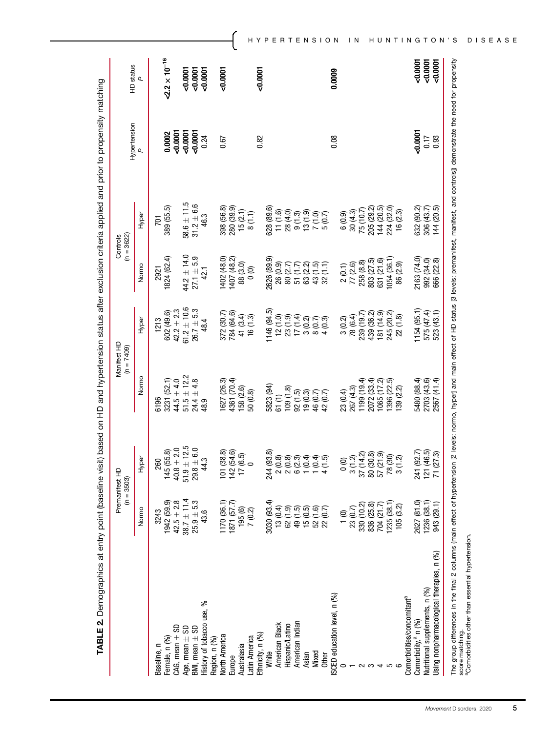**TABLE 2.** Demographics at entry point (baseline visit) based on HD and hypertension status after exclusion criteria applied and prior to propensity matching

| | Premanifest HD (n = 3503) | | Manifest HD (n = 7409) | | Controls (n = 3622) | | Hypertension | HD status |
|---|---|---|---|---|---|---|---|---|
| | Normo | Hyper | Normo | Hyper | Normo | Hyper | *P* | *P* |
| Baseline, n | 3243 | 260 | 6196 | 1213 | 2921 | 701 | | |
| Female, n (%) | 1942 (59.9) | 145 (55.8) | 3231 (52.1) | 602 (49.6) | 1824 (62.4) | 389 (55.5) | **0.0002** | **<2.2 × 10^−16^** |
| CAG, mean ± SD | 42.5 ± 2.8 | 40.8 ± 2.0 | 44.5 ± 4.0 | 42.2 ± 2.3 | | | **<0.0001** | |
| Age, mean ± SD | 38.7 ± 11.4 | 51.9 ± 12.5 | 51.5 ± 12.2 | 61.2 ± 10.6 | 44.2 ± 14.0 | 58.6 ± 11.5 | **<0.0001** | **<0.0001** |
| BMI, mean ± SD | 25.9 ± 5.3 | 29.8 ± 6.0 | 24.4 ± 4.8 | 26.7 ± 5.3 | 27.1 ± 5.9 | 31.2 ± 6.6 | **<0.0001** | **<0.0001** |
| History of tobacco use, % | 43.6 | 44.3 | 48.9 | 48.4 | 42.1 | 46.3 | 0.24 | **<0.0001** |
| Region, n (%) | | | | | | | | |
| North America | 1170 (36.1) | 101 (38.8) | 1627 (26.3) | 372 (30.7) | 1402 (48.0) | 398 (56.8) | 0.67 | **<0.0001** |
| Europe | 1871 (57.7) | 142 (54.6) | 4361 (70.4) | 784 (64.6) | 1407 (48.2) | 280 (39.9) | | |
| Australasia | 195 (6) | 17 (6.5) | 158 (2.6) | 41 (3.4) | 88 (3.0) | 15 (2.1) | | |
| Latin America | 7 (0.2) | 0 | 50 (0.8) | 16 (1.3) | 0 (0) | 8 (1.1) | | |
| Ethnicity, n (%) | | | | | | | 0.82 | **<0.0001** |
| White | 3030 (93.4) | 244 (93.8) | 5823 (94) | 1146 (94.5) | 2626 (89.9) | 628 (89.6) | | |
| American Black | 13 (0.4) | 2 (0.8) | 61 (1) | 12 (1.0) | 26 (0.9) | 11 (1.6) | | |
| Hispanic/Latino | 62 (1.9) | 2 (0.8) | 109 (1.8) | 23 (1.9) | 80 (2.7) | 28 (4.0) | | |
| American Indian | 49 (1.5) | 6 (2.3) | 92 (1.5) | 17 (1.4) | 51 (1.7) | 9 (1.3) | | |
| Asian | 15 (0.5) | 1 (0.4) | 19 (0.3) | 3 (0.2) | 63 (2.2) | 13 (1.9) | | |
| Mixed | 52 (1.6) | 1 (0.4) | 46 (0.7) | 8 (0.7) | 43 (1.5) | 7 (1.0) | | |
| Other | 22 (0.7) | 4 (1.5) | 42 (0.7) | 4 (0.3) | 32 (1.1) | 5 (0.7) | | |
| ISCED education level, n (%) | | | | | | | 0.08 | **0.0009** |
| 0 | 1 (0) | 0 (0) | 23 (0.4) | 3 (0.2) | 2 (0.1) | 6 (0.9) | | |
| 1 | 23 (0.7) | 3 (1.2) | 267 (4.3) | 78 (6.4) | 77 (2.6) | 30 (4.3) | | |
| 2 | 330 (10.2) | 37 (14.2) | 1199 (19.4) | 239 (19.7) | 258 (8.8) | 75 (10.7) | | |
| 3 | 836 (25.8) | 80 (30.8) | 2072 (33.4) | 439 (36.2) | 803 (27.5) | 205 (29.2) | | |
| 4 | 704 (21.7) | 57 (21.9) | 1065 (17.2) | 181 (14.9) | 631 (21.6) | 144 (20.5) | | |
| 5 | 1235 (38.1) | 78 (30) | 1396 (22.5) | 245 (20.2) | 1054 (36.1) | 224 (32.0) | | |
| 6 | 105 (3.2) | 3 (1.2) | 139 (2.2) | 22 (1.8) | 86 (2.9) | 16 (2.3) | | |
| Comorbidities/concomitant[a] | | | | | | | | |
| Comorbidity,[a] n (%) | 2627 (81.0) | 241 (92.7) | 5480 (88.4) | 1154 (95.1) | 2163 (74.0) | 632 (90.2) | **<0.0001** | **<0.0001** |
| Nutritional supplements, n (%) | 1236 (38.1) | 121 (46.5) | 2703 (43.6) | 575 (47.4) | 992 (34.0) | 306 (43.7) | 0.17 | **<0.0001** |
| Using nonpharmacological therapies, n (%) | 943 (29.1) | 71 (27.3) | 2567 (41.4) | 523 (43.1) | 666 (22.8) | 144 (20.5) | 0.93 | **<0.0001** |

The group differences in the final 2 columns (main effect of hypertension [2 levels: normo, hyper] and main effect of HD status [3 levels: premanifest, manifest, and controls]) demonstrate the need for propensity score matching.
[a]Comorbidities other than essential hypertension.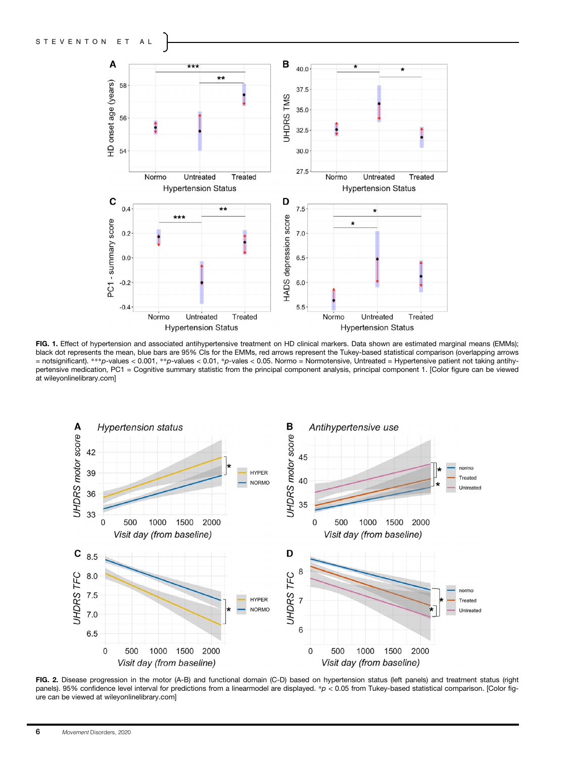**FIG. 1.** Effect of hypertension and associated antihypertensive treatment on HD clinical markers. Data shown are estimated marginal means (EMMs); black dot represents the mean, blue bars are 95% CIs for the EMMs, red arrows represent the Tukey-based statistical comparison (overlapping arrows = notsignificant). \*\*\*$p$-values < 0.001, \*\*$p$-values < 0.01, \*$p$-vales < 0.05. Normo = Normotensive, Untreated = Hypertensive patient not taking antihypertensive medication, PC1 = Cognitive summary statistic from the principal component analysis, principal component 1. [Color figure can be viewed at wileyonlinelibrary.com]

**FIG. 2.** Disease progression in the motor (A-B) and functional domain (C-D) based on hypertension status (left panels) and treatment status (right panels). 95% confidence level interval for predictions from a linearmodel are displayed. \*$p$ < 0.05 from Tukey-based statistical comparison. [Color figure can be viewed at wileyonlinelibrary.com]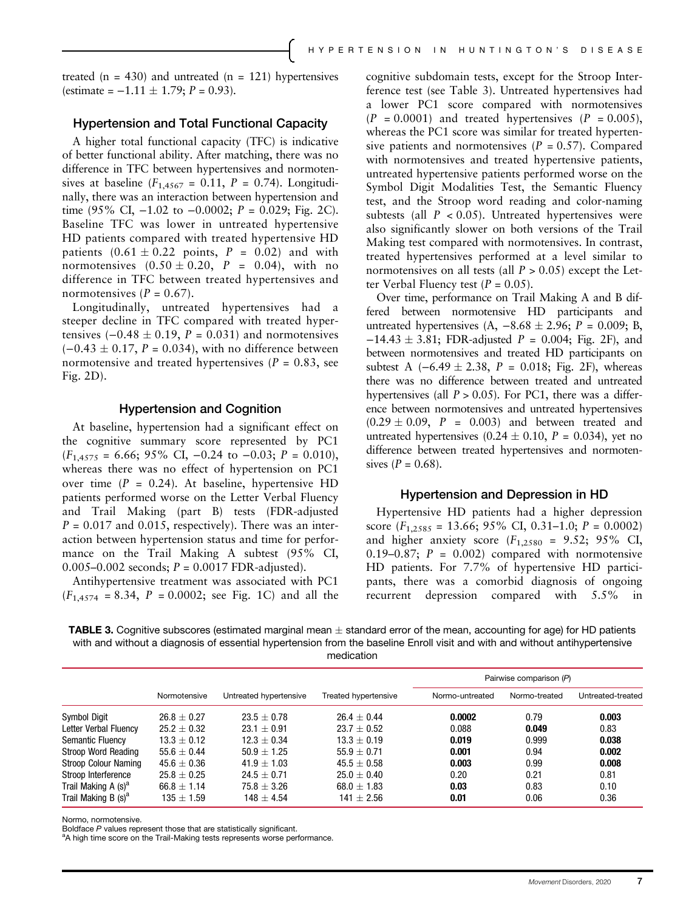treated (n = 430) and untreated (n = 121) hypertensives (estimate = −1.11 ± 1.79; *P* = 0.93).

### Hypertension and Total Functional Capacity

A higher total functional capacity (TFC) is indicative of better functional ability. After matching, there was no difference in TFC between hypertensives and normotensives at baseline ($F_{1,4567}$ = 0.11, *P* = 0.74). Longitudinally, there was an interaction between hypertension and time (95% CI, −1.02 to −0.0002; *P* = 0.029; Fig. 2C). Baseline TFC was lower in untreated hypertensive HD patients compared with treated hypertensive HD patients (0.61 ± 0.22 points, *P* = 0.02) and with normotensives (0.50 ± 0.20, *P* = 0.04), with no difference in TFC between treated hypertensives and normotensives (*P* = 0.67).

Longitudinally, untreated hypertensives had a steeper decline in TFC compared with treated hypertensives (−0.48 ± 0.19, *P* = 0.031) and normotensives (−0.43 ± 0.17, *P* = 0.034), with no difference between normotensive and treated hypertensives (*P* = 0.83, see Fig. 2D).

### Hypertension and Cognition

At baseline, hypertension had a significant effect on the cognitive summary score represented by PC1 ($F_{1,4575}$ = 6.66; 95% CI, −0.24 to −0.03; *P* = 0.010), whereas there was no effect of hypertension on PC1 over time (*P* = 0.24). At baseline, hypertensive HD patients performed worse on the Letter Verbal Fluency and Trail Making (part B) tests (FDR-adjusted *P* = 0.017 and 0.015, respectively). There was an interaction between hypertension status and time for performance on the Trail Making A subtest (95% CI, 0.005–0.002 seconds; *P* = 0.0017 FDR-adjusted).

Antihypertensive treatment was associated with PC1 ($F_{1,4574}$ = 8.34, *P* = 0.0002; see Fig. 1C) and all the cognitive subdomain tests, except for the Stroop Interference test (see Table 3). Untreated hypertensives had a lower PC1 score compared with normotensives (*P* = 0.0001) and treated hypertensives (*P* = 0.005), whereas the PC1 score was similar for treated hypertensive patients and normotensives (*P* = 0.57). Compared with normotensives and treated hypertensive patients, untreated hypertensive patients performed worse on the Symbol Digit Modalities Test, the Semantic Fluency test, and the Stroop word reading and color-naming subtests (all *P* < 0.05). Untreated hypertensives were also significantly slower on both versions of the Trail Making test compared with normotensives. In contrast, treated hypertensives performed at a level similar to normotensives on all tests (all *P* > 0.05) except the Letter Verbal Fluency test (*P* = 0.05).

Over time, performance on Trail Making A and B differed between normotensive HD participants and untreated hypertensives (A, −8.68 ± 2.96; *P* = 0.009; B, −14.43 ± 3.81; FDR-adjusted *P* = 0.004; Fig. 2F), and between normotensives and treated HD participants on subtest A (−6.49 ± 2.38, *P* = 0.018; Fig. 2F), whereas there was no difference between treated and untreated hypertensives (all *P* > 0.05). For PC1, there was a difference between normotensives and untreated hypertensives (0.29 ± 0.09, *P* = 0.003) and between treated and untreated hypertensives (0.24 ± 0.10, *P* = 0.034), yet no difference between treated hypertensives and normotensives (*P* = 0.68).

### Hypertension and Depression in HD

Hypertensive HD patients had a higher depression score ($F_{1,2585}$ = 13.66; 95% CI, 0.31–1.0; *P* = 0.0002) and higher anxiety score ($F_{1,2580}$ = 9.52; 95% CI, 0.19–0.87; *P* = 0.002) compared with normotensive HD patients. For 7.7% of hypertensive HD participants, there was a comorbid diagnosis of ongoing recurrent depression compared with 5.5% in

**TABLE 3.** Cognitive subscores (estimated marginal mean ± standard error of the mean, accounting for age) for HD patients with and without a diagnosis of essential hypertension from the baseline Enroll visit and with and without antihypertensive medication

| | Normotensive | Untreated hypertensive | Treated hypertensive | Pairwise comparison (*P*) | | |
|---|---|---|---|---|---|---|
| | | | | Normo-untreated | Normo-treated | Untreated-treated |
| Symbol Digit | 26.8 ± 0.27 | 23.5 ± 0.78 | 26.4 ± 0.44 | **0.0002** | 0.79 | **0.003** |
| Letter Verbal Fluency | 25.2 ± 0.32 | 23.1 ± 0.91 | 23.7 ± 0.52 | 0.088 | **0.049** | 0.83 |
| Semantic Fluency | 13.3 ± 0.12 | 12.3 ± 0.34 | 13.3 ± 0.19 | **0.019** | 0.999 | **0.038** |
| Stroop Word Reading | 55.6 ± 0.44 | 50.9 ± 1.25 | 55.9 ± 0.71 | **0.001** | 0.94 | **0.002** |
| Stroop Colour Naming | 45.6 ± 0.36 | 41.9 ± 1.03 | 45.5 ± 0.58 | **0.003** | 0.99 | **0.008** |
| Stroop Interference | 25.8 ± 0.25 | 24.5 ± 0.71 | 25.0 ± 0.40 | 0.20 | 0.21 | 0.81 |
| Trail Making A (s)[a] | 66.8 ± 1.14 | 75.8 ± 3.26 | 68.0 ± 1.83 | **0.03** | 0.83 | 0.10 |
| Trail Making B (s)[a] | 135 ± 1.59 | 148 ± 4.54 | 141 ± 2.56 | **0.01** | 0.06 | 0.36 |

Normo, normotensive.
Boldface *P* values represent those that are statistically significant.
[a]A high time score on the Trail-Making tests represents worse performance.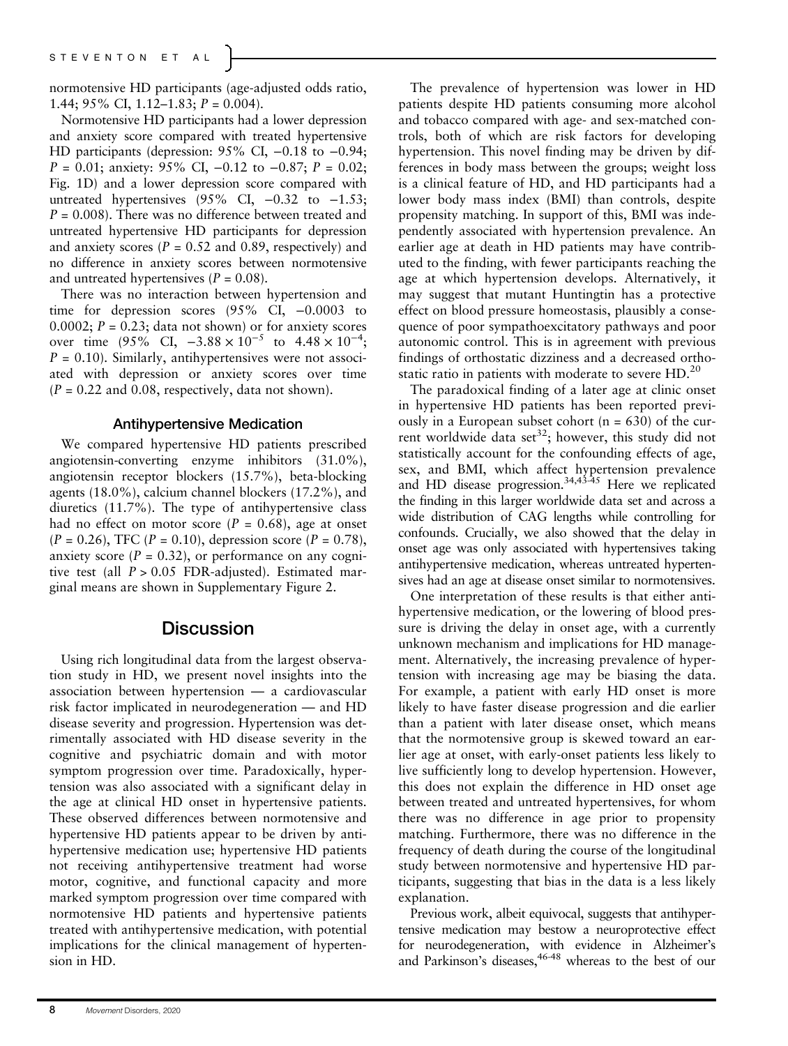normotensive HD participants (age-adjusted odds ratio, 1.44; 95% CI, 1.12–1.83; $P = 0.004$).

Normotensive HD participants had a lower depression and anxiety score compared with treated hypertensive HD participants (depression: 95% CI, −0.18 to −0.94; $P = 0.01$; anxiety: 95% CI, −0.12 to −0.87; $P = 0.02$; Fig. 1D) and a lower depression score compared with untreated hypertensives (95% CI, −0.32 to −1.53; $P = 0.008$). There was no difference between treated and untreated hypertensive HD participants for depression and anxiety scores ($P = 0.52$ and 0.89, respectively) and no difference in anxiety scores between normotensive and untreated hypertensives ($P = 0.08$).

There was no interaction between hypertension and time for depression scores (95% CI, −0.0003 to 0.0002; $P = 0.23$; data not shown) or for anxiety scores over time (95% CI, $-3.88 \times 10^{-5}$ to $4.48 \times 10^{-4}$; $P = 0.10$). Similarly, antihypertensives were not associated with depression or anxiety scores over time ($P = 0.22$ and 0.08, respectively, data not shown).

### Antihypertensive Medication

We compared hypertensive HD patients prescribed angiotensin-converting enzyme inhibitors (31.0%), angiotensin receptor blockers (15.7%), beta-blocking agents (18.0%), calcium channel blockers (17.2%), and diuretics (11.7%). The type of antihypertensive class had no effect on motor score ($P = 0.68$), age at onset ($P = 0.26$), TFC ($P = 0.10$), depression score ($P = 0.78$), anxiety score ($P = 0.32$), or performance on any cognitive test (all $P > 0.05$ FDR-adjusted). Estimated marginal means are shown in Supplementary Figure 2.

## Discussion

Using rich longitudinal data from the largest observation study in HD, we present novel insights into the association between hypertension — a cardiovascular risk factor implicated in neurodegeneration — and HD disease severity and progression. Hypertension was detrimentally associated with HD disease severity in the cognitive and psychiatric domain and with motor symptom progression over time. Paradoxically, hypertension was also associated with a significant delay in the age at clinical HD onset in hypertensive patients. These observed differences between normotensive and hypertensive HD patients appear to be driven by antihypertensive medication use; hypertensive HD patients not receiving antihypertensive treatment had worse motor, cognitive, and functional capacity and more marked symptom progression over time compared with normotensive HD patients and hypertensive patients treated with antihypertensive medication, with potential implications for the clinical management of hypertension in HD.

The prevalence of hypertension was lower in HD patients despite HD patients consuming more alcohol and tobacco compared with age- and sex-matched controls, both of which are risk factors for developing hypertension. This novel finding may be driven by differences in body mass between the groups; weight loss is a clinical feature of HD, and HD participants had a lower body mass index (BMI) than controls, despite propensity matching. In support of this, BMI was independently associated with hypertension prevalence. An earlier age at death in HD patients may have contributed to the finding, with fewer participants reaching the age at which hypertension develops. Alternatively, it may suggest that mutant Huntingtin has a protective effect on blood pressure homeostasis, plausibly a consequence of poor sympathoexcitatory pathways and poor autonomic control. This is in agreement with previous findings of orthostatic dizziness and a decreased orthostatic ratio in patients with moderate to severe HD.[20]

The paradoxical finding of a later age at clinic onset in hypertensive HD patients has been reported previously in a European subset cohort (n = 630) of the current worldwide data set[32]; however, this study did not statistically account for the confounding effects of age, sex, and BMI, which affect hypertension prevalence and HD disease progression.[34,43-45] Here we replicated the finding in this larger worldwide data set and across a wide distribution of CAG lengths while controlling for confounds. Crucially, we also showed that the delay in onset age was only associated with hypertensives taking antihypertensive medication, whereas untreated hypertensives had an age at disease onset similar to normotensives.

One interpretation of these results is that either antihypertensive medication, or the lowering of blood pressure is driving the delay in onset age, with a currently unknown mechanism and implications for HD management. Alternatively, the increasing prevalence of hypertension with increasing age may be biasing the data. For example, a patient with early HD onset is more likely to have faster disease progression and die earlier than a patient with later disease onset, which means that the normotensive group is skewed toward an earlier age at onset, with early-onset patients less likely to live sufficiently long to develop hypertension. However, this does not explain the difference in HD onset age between treated and untreated hypertensives, for whom there was no difference in age prior to propensity matching. Furthermore, there was no difference in the frequency of death during the course of the longitudinal study between normotensive and hypertensive HD participants, suggesting that bias in the data is a less likely explanation.

Previous work, albeit equivocal, suggests that antihypertensive medication may bestow a neuroprotective effect for neurodegeneration, with evidence in Alzheimer's and Parkinson's diseases,[46-48] whereas to the best of our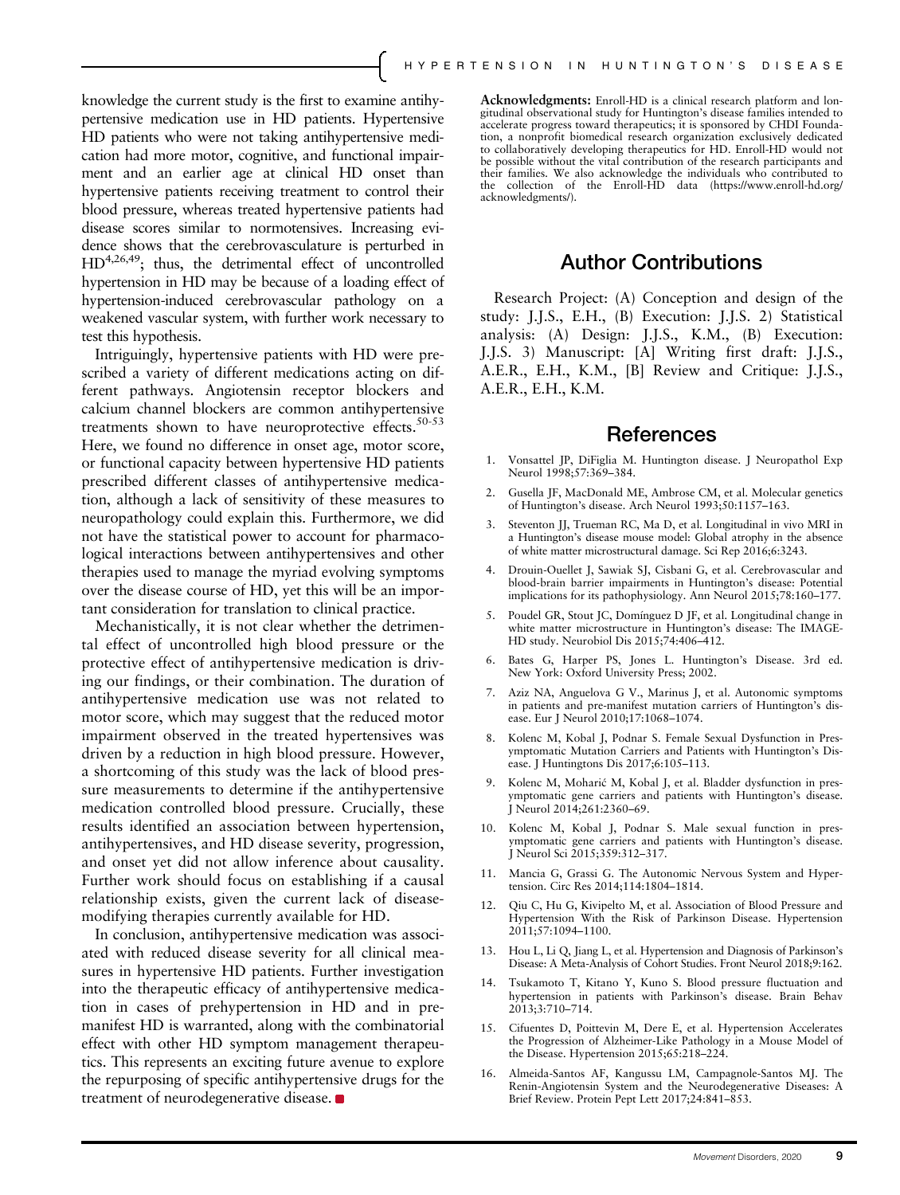knowledge the current study is the first to examine antihypertensive medication use in HD patients. Hypertensive HD patients who were not taking antihypertensive medication had more motor, cognitive, and functional impairment and an earlier age at clinical HD onset than hypertensive patients receiving treatment to control their blood pressure, whereas treated hypertensive patients had disease scores similar to normotensives. Increasing evidence shows that the cerebrovasculature is perturbed in HD[4,26,49]; thus, the detrimental effect of uncontrolled hypertension in HD may be because of a loading effect of hypertension-induced cerebrovascular pathology on a weakened vascular system, with further work necessary to test this hypothesis.

Intriguingly, hypertensive patients with HD were prescribed a variety of different medications acting on different pathways. Angiotensin receptor blockers and calcium channel blockers are common antihypertensive treatments shown to have neuroprotective effects.[50-53] Here, we found no difference in onset age, motor score, or functional capacity between hypertensive HD patients prescribed different classes of antihypertensive medication, although a lack of sensitivity of these measures to neuropathology could explain this. Furthermore, we did not have the statistical power to account for pharmacological interactions between antihypertensives and other therapies used to manage the myriad evolving symptoms over the disease course of HD, yet this will be an important consideration for translation to clinical practice.

Mechanistically, it is not clear whether the detrimental effect of uncontrolled high blood pressure or the protective effect of antihypertensive medication is driving our findings, or their combination. The duration of antihypertensive medication use was not related to motor score, which may suggest that the reduced motor impairment observed in the treated hypertensives was driven by a reduction in high blood pressure. However, a shortcoming of this study was the lack of blood pressure measurements to determine if the antihypertensive medication controlled blood pressure. Crucially, these results identified an association between hypertension, antihypertensives, and HD disease severity, progression, and onset yet did not allow inference about causality. Further work should focus on establishing if a causal relationship exists, given the current lack of disease-modifying therapies currently available for HD.

In conclusion, antihypertensive medication was associated with reduced disease severity for all clinical measures in hypertensive HD patients. Further investigation into the therapeutic efficacy of antihypertensive medication in cases of prehypertension in HD and in premanifest HD is warranted, along with the combinatorial effect with other HD symptom management therapeutics. This represents an exciting future avenue to explore the repurposing of specific antihypertensive drugs for the treatment of neurodegenerative disease.

**Acknowledgments:** Enroll-HD is a clinical research platform and longitudinal observational study for Huntington's disease families intended to accelerate progress toward therapeutics; it is sponsored by CHDI Foundation, a nonprofit biomedical research organization exclusively dedicated to collaboratively developing therapeutics for HD. Enroll-HD would not be possible without the vital contribution of the research participants and their families. We also acknowledge the individuals who contributed to the collection of the Enroll-HD data (https://www.enroll-hd.org/acknowledgments/).

## Author Contributions

Research Project: (A) Conception and design of the study: J.J.S., E.H., (B) Execution: J.J.S. 2) Statistical analysis: (A) Design: J.J.S., K.M., (B) Execution: J.J.S. 3) Manuscript: [A] Writing first draft: J.J.S., A.E.R., E.H., K.M., [B] Review and Critique: J.J.S., A.E.R., E.H., K.M.

## References

1. Vonsattel JP, DiFiglia M. Huntington disease. J Neuropathol Exp Neurol 1998;57:369–384.
2. Gusella JF, MacDonald ME, Ambrose CM, et al. Molecular genetics of Huntington's disease. Arch Neurol 1993;50:1157–163.
3. Steventon JJ, Trueman RC, Ma D, et al. Longitudinal in vivo MRI in a Huntington's disease mouse model: Global atrophy in the absence of white matter microstructural damage. Sci Rep 2016;6:3243.
4. Drouin-Ouellet J, Sawiak SJ, Cisbani G, et al. Cerebrovascular and blood-brain barrier impairments in Huntington's disease: Potential implications for its pathophysiology. Ann Neurol 2015;78:160–177.
5. Poudel GR, Stout JC, Domínguez D JF, et al. Longitudinal change in white matter microstructure in Huntington's disease: The IMAGE-HD study. Neurobiol Dis 2015;74:406–412.
6. Bates G, Harper PS, Jones L. Huntington's Disease. 3rd ed. New York: Oxford University Press; 2002.
7. Aziz NA, Anguelova G V., Marinus J, et al. Autonomic symptoms in patients and pre-manifest mutation carriers of Huntington's disease. Eur J Neurol 2010;17:1068–1074.
8. Kolenc M, Kobal J, Podnar S. Female Sexual Dysfunction in Presymptomatic Mutation Carriers and Patients with Huntington's Disease. J Huntingtons Dis 2017;6:105–113.
9. Kolenc M, Moharić M, Kobal J, et al. Bladder dysfunction in presymptomatic gene carriers and patients with Huntington's disease. J Neurol 2014;261:2360–69.
10. Kolenc M, Kobal J, Podnar S. Male sexual function in presymptomatic gene carriers and patients with Huntington's disease. J Neurol Sci 2015;359:312–317.
11. Mancia G, Grassi G. The Autonomic Nervous System and Hypertension. Circ Res 2014;114:1804–1814.
12. Qiu C, Hu G, Kivipelto M, et al. Association of Blood Pressure and Hypertension With the Risk of Parkinson Disease. Hypertension 2011;57:1094–1100.
13. Hou L, Li Q, Jiang L, et al. Hypertension and Diagnosis of Parkinson's Disease: A Meta-Analysis of Cohort Studies. Front Neurol 2018;9:162.
14. Tsukamoto T, Kitano Y, Kuno S. Blood pressure fluctuation and hypertension in patients with Parkinson's disease. Brain Behav 2013;3:710–714.
15. Cifuentes D, Poittevin M, Dere E, et al. Hypertension Accelerates the Progression of Alzheimer-Like Pathology in a Mouse Model of the Disease. Hypertension 2015;65:218–224.
16. Almeida-Santos AF, Kangussu LM, Campagnole-Santos MJ. The Renin-Angiotensin System and the Neurodegenerative Diseases: A Brief Review. Protein Pept Lett 2017;24:841–853.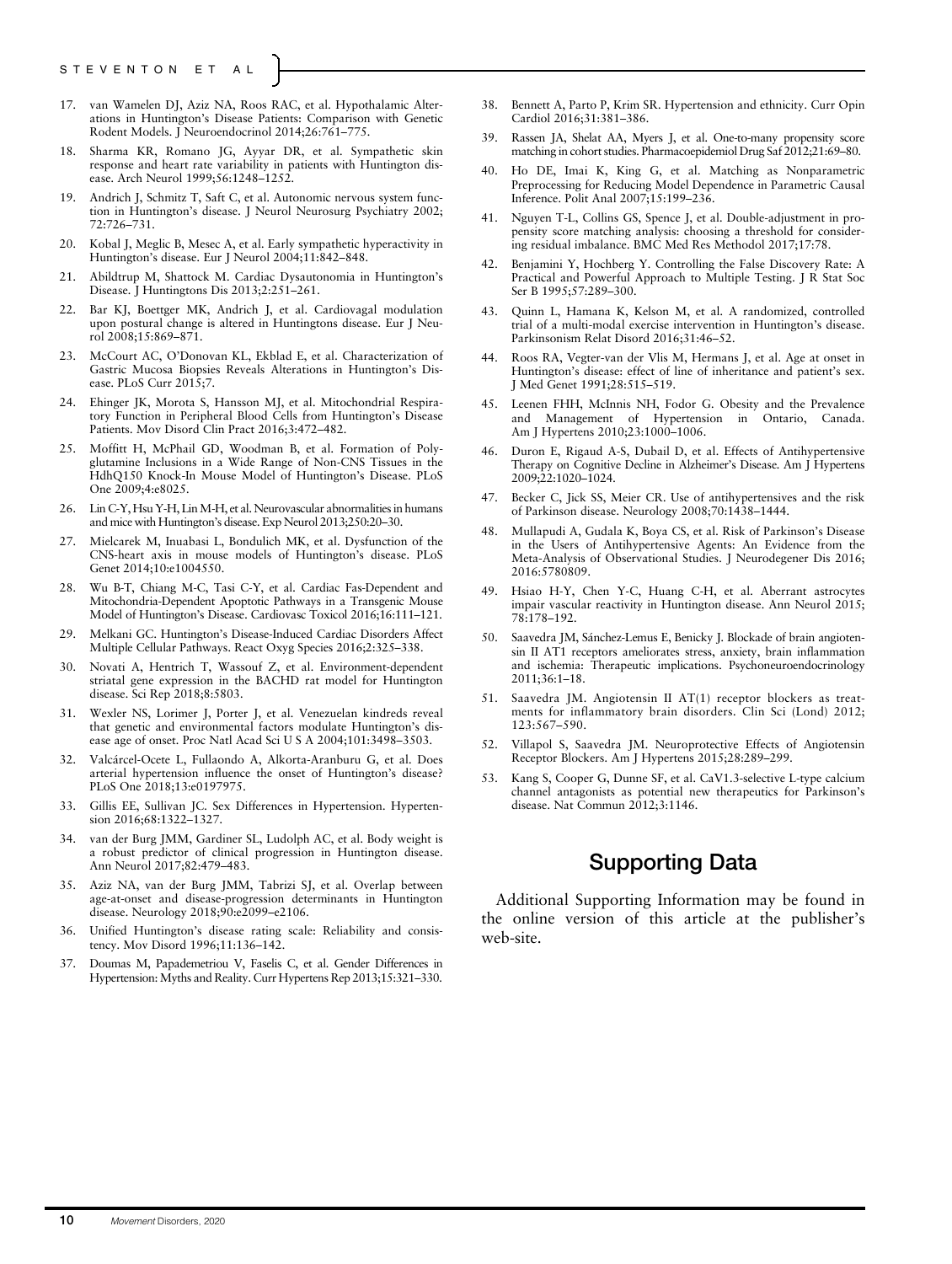17. van Wamelen DJ, Aziz NA, Roos RAC, et al. Hypothalamic Alterations in Huntington's Disease Patients: Comparison with Genetic Rodent Models. J Neuroendocrinol 2014;26:761–775.
18. Sharma KR, Romano JG, Ayyar DR, et al. Sympathetic skin response and heart rate variability in patients with Huntington disease. Arch Neurol 1999;56:1248–1252.
19. Andrich J, Schmitz T, Saft C, et al. Autonomic nervous system function in Huntington's disease. J Neurol Neurosurg Psychiatry 2002; 72:726–731.
20. Kobal J, Meglic B, Mesec A, et al. Early sympathetic hyperactivity in Huntington's disease. Eur J Neurol 2004;11:842–848.
21. Abildtrup M, Shattock M. Cardiac Dysautonomia in Huntington's Disease. J Huntingtons Dis 2013;2:251–261.
22. Bar KJ, Boettger MK, Andrich J, et al. Cardiovagal modulation upon postural change is altered in Huntingtons disease. Eur J Neurol 2008;15:869–871.
23. McCourt AC, O'Donovan KL, Ekblad E, et al. Characterization of Gastric Mucosa Biopsies Reveals Alterations in Huntington's Disease. PLoS Curr 2015;7.
24. Ehinger JK, Morota S, Hansson MJ, et al. Mitochondrial Respiratory Function in Peripheral Blood Cells from Huntington's Disease Patients. Mov Disord Clin Pract 2016;3:472–482.
25. Moffitt H, McPhail GD, Woodman B, et al. Formation of Polyglutamine Inclusions in a Wide Range of Non-CNS Tissues in the HdhQ150 Knock-In Mouse Model of Huntington's Disease. PLoS One 2009;4:e8025.
26. Lin C-Y, Hsu Y-H, Lin M-H, et al. Neurovascular abnormalities in humans and mice with Huntington's disease. Exp Neurol 2013;250:20–30.
27. Mielcarek M, Inuabasi L, Bondulich MK, et al. Dysfunction of the CNS-heart axis in mouse models of Huntington's disease. PLoS Genet 2014;10:e1004550.
28. Wu B-T, Chiang M-C, Tasi C-Y, et al. Cardiac Fas-Dependent and Mitochondria-Dependent Apoptotic Pathways in a Transgenic Mouse Model of Huntington's Disease. Cardiovasc Toxicol 2016;16:111–121.
29. Melkani GC. Huntington's Disease-Induced Cardiac Disorders Affect Multiple Cellular Pathways. React Oxyg Species 2016;2:325–338.
30. Novati A, Hentrich T, Wassouf Z, et al. Environment-dependent striatal gene expression in the BACHD rat model for Huntington disease. Sci Rep 2018;8:5803.
31. Wexler NS, Lorimer J, Porter J, et al. Venezuelan kindreds reveal that genetic and environmental factors modulate Huntington's disease age of onset. Proc Natl Acad Sci U S A 2004;101:3498–3503.
32. Valcárcel-Ocete L, Fullaondo A, Alkorta-Aranburu G, et al. Does arterial hypertension influence the onset of Huntington's disease? PLoS One 2018;13:e0197975.
33. Gillis EE, Sullivan JC. Sex Differences in Hypertension. Hypertension 2016;68:1322–1327.
34. van der Burg JMM, Gardiner SL, Ludolph AC, et al. Body weight is a robust predictor of clinical progression in Huntington disease. Ann Neurol 2017;82:479–483.
35. Aziz NA, van der Burg JMM, Tabrizi SJ, et al. Overlap between age-at-onset and disease-progression determinants in Huntington disease. Neurology 2018;90:e2099–e2106.
36. Unified Huntington's disease rating scale: Reliability and consistency. Mov Disord 1996;11:136–142.
37. Doumas M, Papademetriou V, Faselis C, et al. Gender Differences in Hypertension: Myths and Reality. Curr Hypertens Rep 2013;15:321–330.
38. Bennett A, Parto P, Krim SR. Hypertension and ethnicity. Curr Opin Cardiol 2016;31:381–386.
39. Rassen JA, Shelat AA, Myers J, et al. One-to-many propensity score matching in cohort studies. Pharmacoepidemiol Drug Saf 2012;21:69–80.
40. Ho DE, Imai K, King G, et al. Matching as Nonparametric Preprocessing for Reducing Model Dependence in Parametric Causal Inference. Polit Anal 2007;15:199–236.
41. Nguyen T-L, Collins GS, Spence J, et al. Double-adjustment in propensity score matching analysis: choosing a threshold for considering residual imbalance. BMC Med Res Methodol 2017;17:78.
42. Benjamini Y, Hochberg Y. Controlling the False Discovery Rate: A Practical and Powerful Approach to Multiple Testing. J R Stat Soc Ser B 1995;57:289–300.
43. Quinn L, Hamana K, Kelson M, et al. A randomized, controlled trial of a multi-modal exercise intervention in Huntington's disease. Parkinsonism Relat Disord 2016;31:46–52.
44. Roos RA, Vegter-van der Vlis M, Hermans J, et al. Age at onset in Huntington's disease: effect of line of inheritance and patient's sex. J Med Genet 1991;28:515–519.
45. Leenen FHH, McInnis NH, Fodor G. Obesity and the Prevalence and Management of Hypertension in Ontario, Canada. Am J Hypertens 2010;23:1000–1006.
46. Duron E, Rigaud A-S, Dubail D, et al. Effects of Antihypertensive Therapy on Cognitive Decline in Alzheimer's Disease. Am J Hypertens 2009;22:1020–1024.
47. Becker C, Jick SS, Meier CR. Use of antihypertensives and the risk of Parkinson disease. Neurology 2008;70:1438–1444.
48. Mullapudi A, Gudala K, Boya CS, et al. Risk of Parkinson's Disease in the Users of Antihypertensive Agents: An Evidence from the Meta-Analysis of Observational Studies. J Neurodegener Dis 2016; 2016:5780809.
49. Hsiao H-Y, Chen Y-C, Huang C-H, et al. Aberrant astrocytes impair vascular reactivity in Huntington disease. Ann Neurol 2015; 78:178–192.
50. Saavedra JM, Sánchez-Lemus E, Benicky J. Blockade of brain angiotensin II AT1 receptors ameliorates stress, anxiety, brain inflammation and ischemia: Therapeutic implications. Psychoneuroendocrinology 2011;36:1–18.
51. Saavedra JM. Angiotensin II AT(1) receptor blockers as treatments for inflammatory brain disorders. Clin Sci (Lond) 2012; 123:567–590.
52. Villapol S, Saavedra JM. Neuroprotective Effects of Angiotensin Receptor Blockers. Am J Hypertens 2015;28:289–299.
53. Kang S, Cooper G, Dunne SF, et al. CaV1.3-selective L-type calcium channel antagonists as potential new therapeutics for Parkinson's disease. Nat Commun 2012;3:1146.

## Supporting Data

Additional Supporting Information may be found in the online version of this article at the publisher's web-site.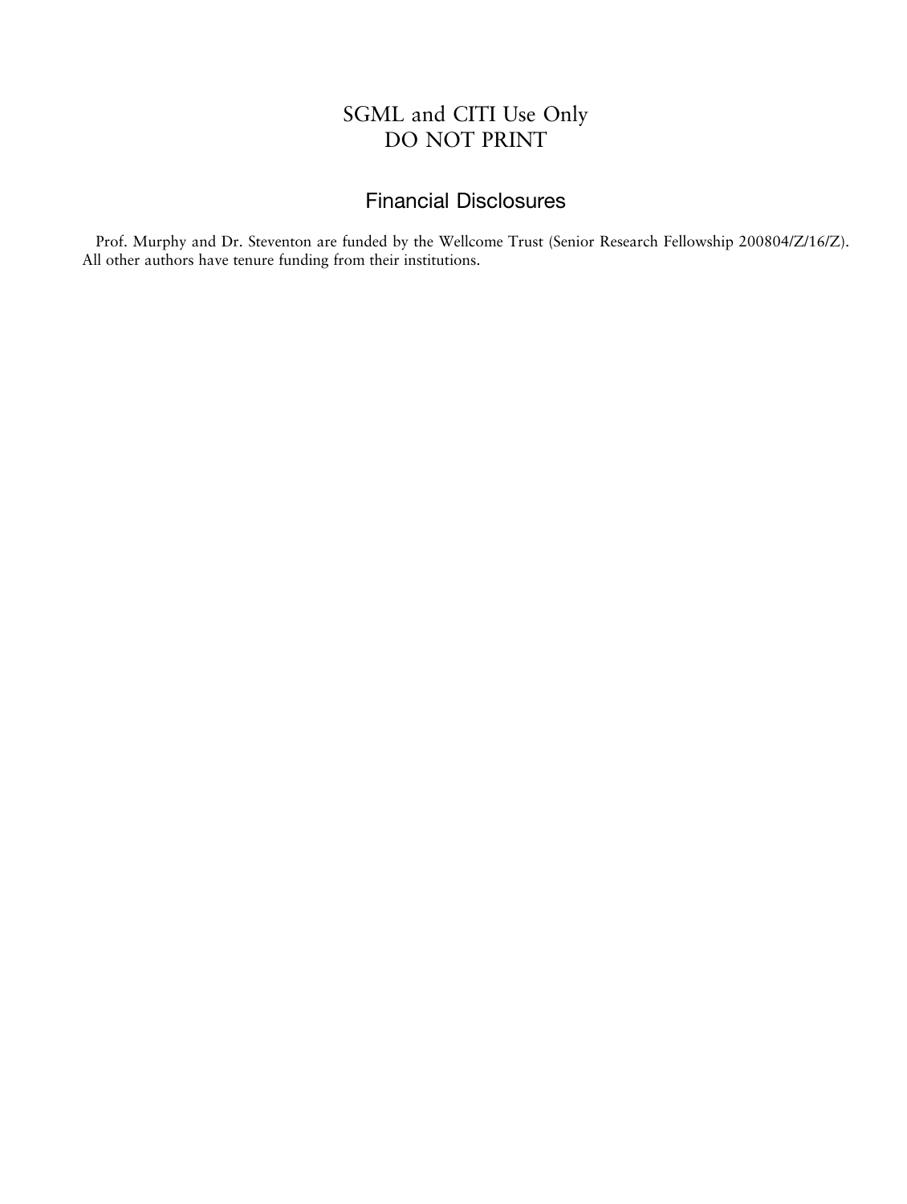SGML and CITI Use Only
DO NOT PRINT

## Financial Disclosures

Prof. Murphy and Dr. Steventon are funded by the Wellcome Trust (Senior Research Fellowship 200804/Z/16/Z). All other authors have tenure funding from their institutions.